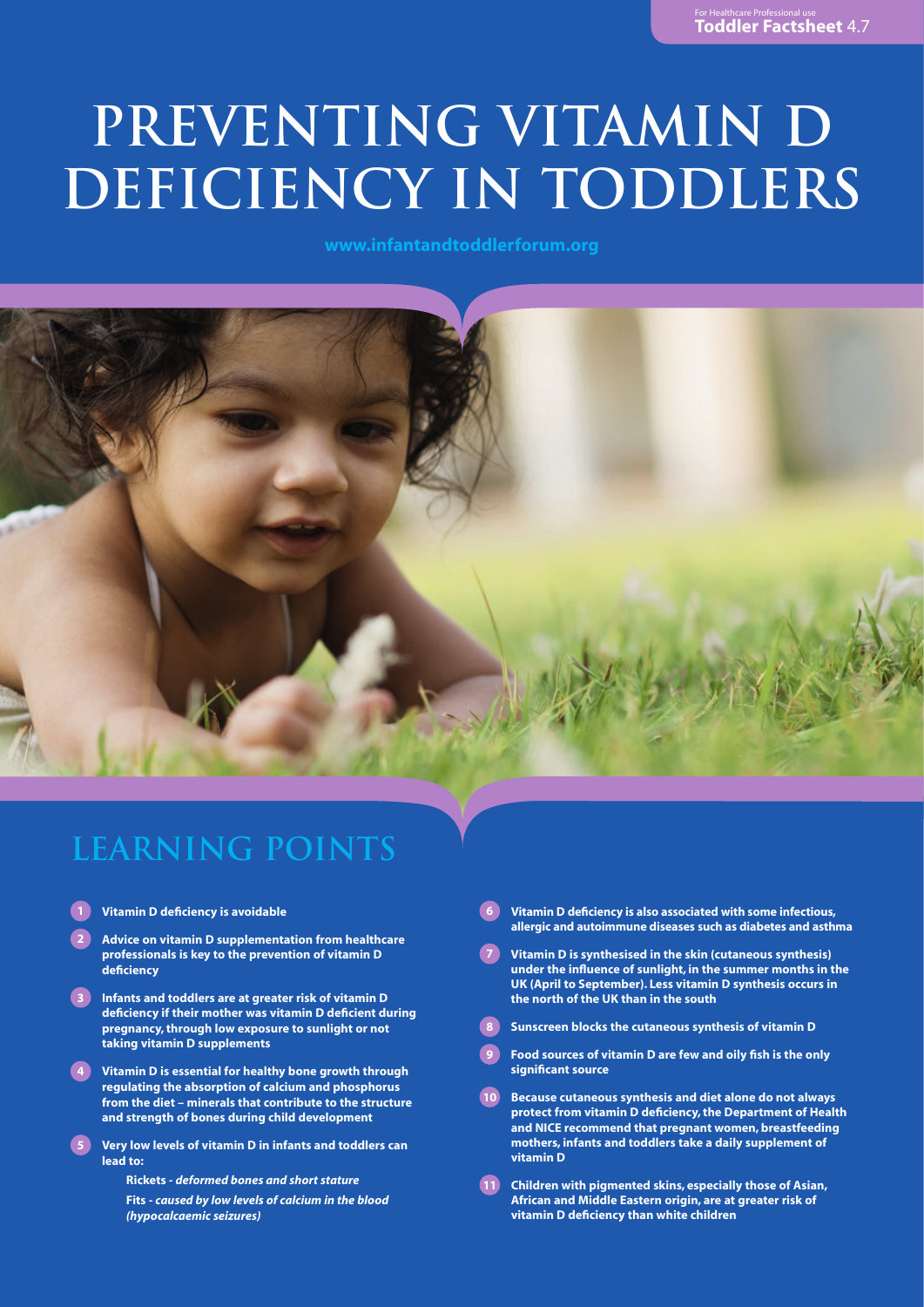For Healthcare Professional use
**Toddler Factsheet** 4.7

# PREVENTING VITAMIN D DEFICIENCY IN TODDLERS

www.infantandtoddlerforum.org

## LEARNING POINTS

1. **Vitamin D deficiency is avoidable**
2. **Advice on vitamin D supplementation from healthcare professionals is key to the prevention of vitamin D deficiency**
3. **Infants and toddlers are at greater risk of vitamin D deficiency if their mother was vitamin D deficient during pregnancy, through low exposure to sunlight or not taking vitamin D supplements**
4. **Vitamin D is essential for healthy bone growth through regulating the absorption of calcium and phosphorus from the diet – minerals that contribute to the structure and strength of bones during child development**
5. **Very low levels of vitamin D in infants and toddlers can lead to:**

   **Rickets** - ***deformed bones and short stature***

   **Fits** - ***caused by low levels of calcium in the blood (hypocalcaemic seizures)***
6. **Vitamin D deficiency is also associated with some infectious, allergic and autoimmune diseases such as diabetes and asthma**
7. **Vitamin D is synthesised in the skin (cutaneous synthesis) under the influence of sunlight, in the summer months in the UK (April to September). Less vitamin D synthesis occurs in the north of the UK than in the south**
8. **Sunscreen blocks the cutaneous synthesis of vitamin D**
9. **Food sources of vitamin D are few and oily fish is the only significant source**
10. **Because cutaneous synthesis and diet alone do not always protect from vitamin D deficiency, the Department of Health and NICE recommend that pregnant women, breastfeeding mothers, infants and toddlers take a daily supplement of vitamin D**
11. **Children with pigmented skins, especially those of Asian, African and Middle Eastern origin, are at greater risk of vitamin D deficiency than white children**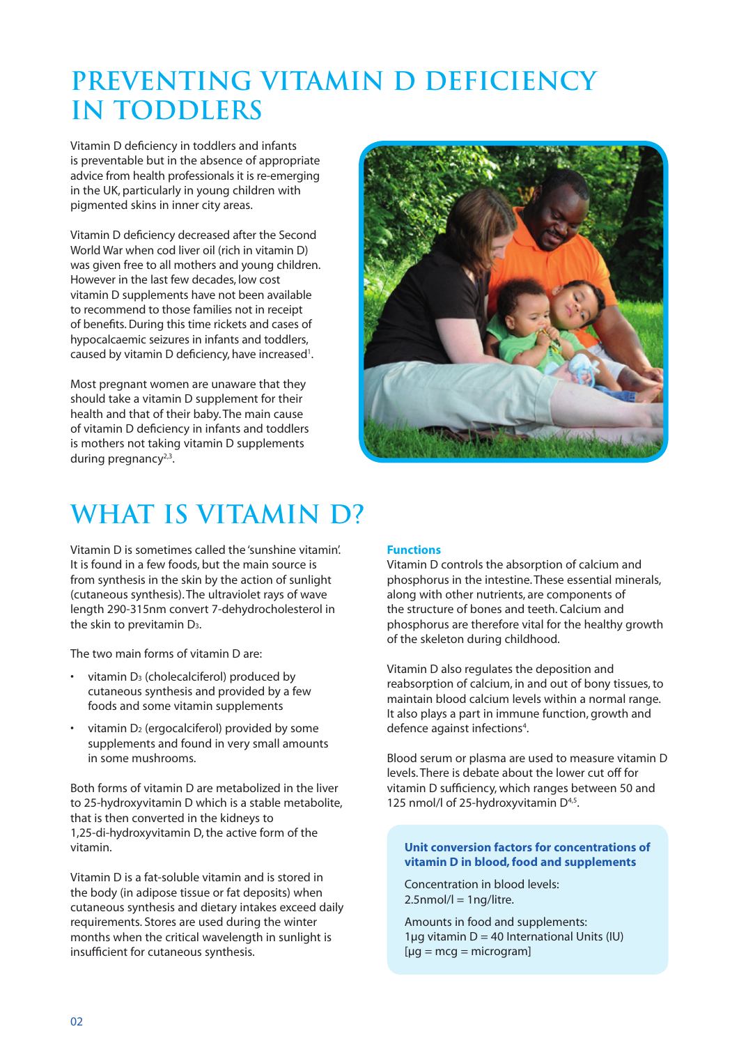# PREVENTING VITAMIN D DEFICIENCY IN TODDLERS

Vitamin D deficiency in toddlers and infants is preventable but in the absence of appropriate advice from health professionals it is re-emerging in the UK, particularly in young children with pigmented skins in inner city areas.

Vitamin D deficiency decreased after the Second World War when cod liver oil (rich in vitamin D) was given free to all mothers and young children. However in the last few decades, low cost vitamin D supplements have not been available to recommend to those families not in receipt of benefits. During this time rickets and cases of hypocalcaemic seizures in infants and toddlers, caused by vitamin D deficiency, have increased[1].

Most pregnant women are unaware that they should take a vitamin D supplement for their health and that of their baby. The main cause of vitamin D deficiency in infants and toddlers is mothers not taking vitamin D supplements during pregnancy[2,3].

# WHAT IS VITAMIN D?

Vitamin D is sometimes called the 'sunshine vitamin'. It is found in a few foods, but the main source is from synthesis in the skin by the action of sunlight (cutaneous synthesis). The ultraviolet rays of wave length 290-315nm convert 7-dehydrocholesterol in the skin to previtamin $D_3$.

The two main forms of vitamin D are:

- vitamin $D_3$ (cholecalciferol) produced by cutaneous synthesis and provided by a few foods and some vitamin supplements
- vitamin $D_2$ (ergocalciferol) provided by some supplements and found in very small amounts in some mushrooms.

Both forms of vitamin D are metabolized in the liver to 25-hydroxyvitamin D which is a stable metabolite, that is then converted in the kidneys to 1,25-di-hydroxyvitamin D, the active form of the vitamin.

Vitamin D is a fat-soluble vitamin and is stored in the body (in adipose tissue or fat deposits) when cutaneous synthesis and dietary intakes exceed daily requirements. Stores are used during the winter months when the critical wavelength in sunlight is insufficient for cutaneous synthesis.

### Functions

Vitamin D controls the absorption of calcium and phosphorus in the intestine. These essential minerals, along with other nutrients, are components of the structure of bones and teeth. Calcium and phosphorus are therefore vital for the healthy growth of the skeleton during childhood.

Vitamin D also regulates the deposition and reabsorption of calcium, in and out of bony tissues, to maintain blood calcium levels within a normal range. It also plays a part in immune function, growth and defence against infections[4].

Blood serum or plasma are used to measure vitamin D levels. There is debate about the lower cut off for vitamin D sufficiency, which ranges between 50 and 125 nmol/l of 25-hydroxyvitamin D[4,5].

**Unit conversion factors for concentrations of vitamin D in blood, food and supplements**

Concentration in blood levels:
2.5nmol/l = 1ng/litre.

Amounts in food and supplements:
1μg vitamin D = 40 International Units (IU)
[μg = mcg = microgram]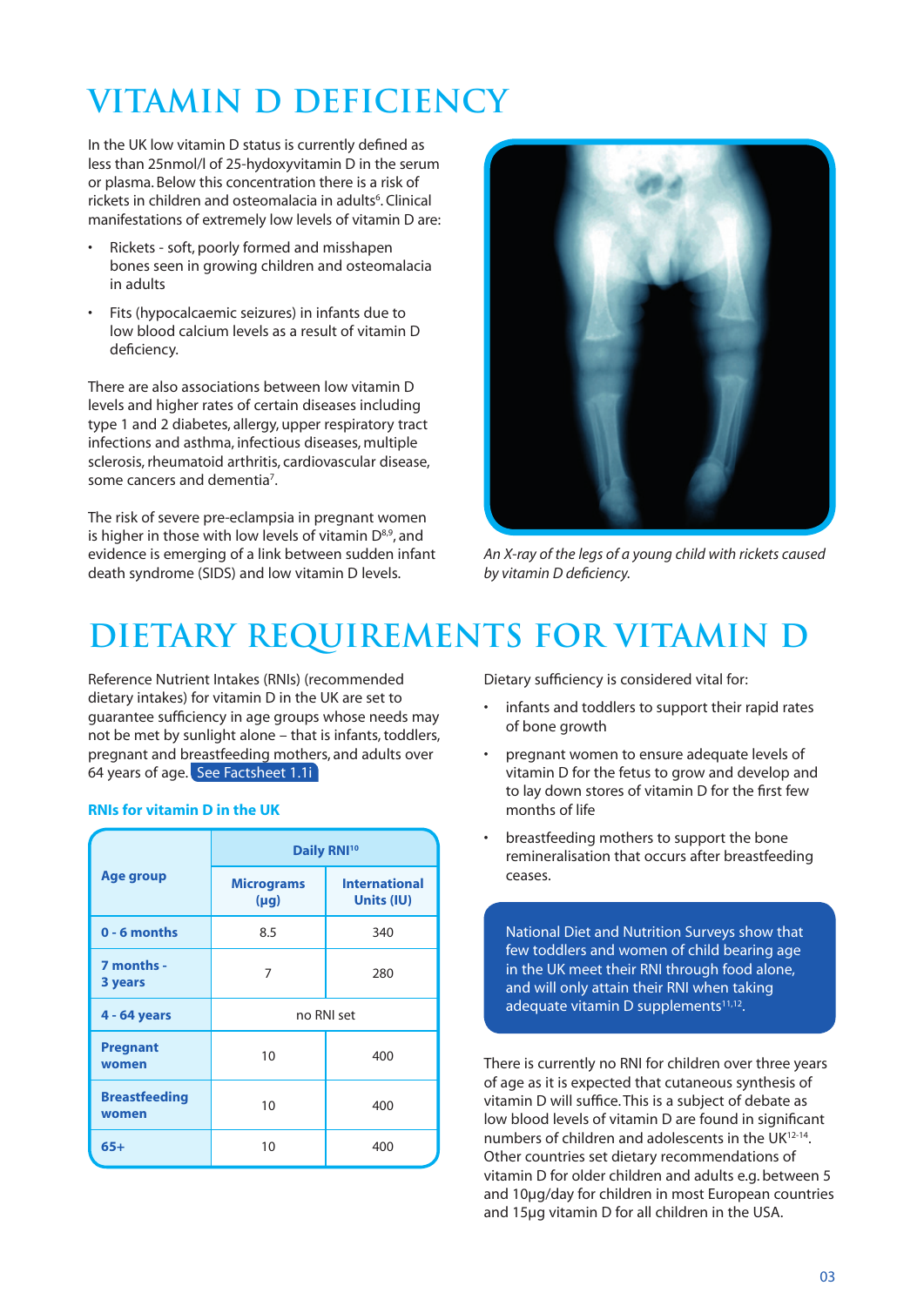# VITAMIN D DEFICIENCY

In the UK low vitamin D status is currently defined as less than 25nmol/l of 25-hydoxyvitamin D in the serum or plasma. Below this concentration there is a risk of rickets in children and osteomalacia in adults[6]. Clinical manifestations of extremely low levels of vitamin D are:

- Rickets - soft, poorly formed and misshapen bones seen in growing children and osteomalacia in adults
- Fits (hypocalcaemic seizures) in infants due to low blood calcium levels as a result of vitamin D deficiency.

There are also associations between low vitamin D levels and higher rates of certain diseases including type 1 and 2 diabetes, allergy, upper respiratory tract infections and asthma, infectious diseases, multiple sclerosis, rheumatoid arthritis, cardiovascular disease, some cancers and dementia[7].

The risk of severe pre-eclampsia in pregnant women is higher in those with low levels of vitamin D[8,9], and evidence is emerging of a link between sudden infant death syndrome (SIDS) and low vitamin D levels.

*An X-ray of the legs of a young child with rickets caused by vitamin D deficiency.*

# DIETARY REQUIREMENTS FOR VITAMIN D

Reference Nutrient Intakes (RNIs) (recommended dietary intakes) for vitamin D in the UK are set to guarantee sufficiency in age groups whose needs may not be met by sunlight alone – that is infants, toddlers, pregnant and breastfeeding mothers, and adults over 64 years of age. See Factsheet 1.1i

### RNIs for vitamin D in the UK

| Age group | Daily RNI[10] | |
|---|---|---|
| | Micrograms (μg) | International Units (IU) |
| 0 - 6 months | 8.5 | 340 |
| 7 months - 3 years | 7 | 280 |
| 4 - 64 years | no RNI set | |
| Pregnant women | 10 | 400 |
| Breastfeeding women | 10 | 400 |
| 65+ | 10 | 400 |

Dietary sufficiency is considered vital for:

- infants and toddlers to support their rapid rates of bone growth
- pregnant women to ensure adequate levels of vitamin D for the fetus to grow and develop and to lay down stores of vitamin D for the first few months of life
- breastfeeding mothers to support the bone remineralisation that occurs after breastfeeding ceases.

National Diet and Nutrition Surveys show that few toddlers and women of child bearing age in the UK meet their RNI through food alone, and will only attain their RNI when taking adequate vitamin D supplements[11,12].

There is currently no RNI for children over three years of age as it is expected that cutaneous synthesis of vitamin D will suffice. This is a subject of debate as low blood levels of vitamin D are found in significant numbers of children and adolescents in the UK[12-14]. Other countries set dietary recommendations of vitamin D for older children and adults e.g. between 5 and 10μg/day for children in most European countries and 15μg vitamin D for all children in the USA.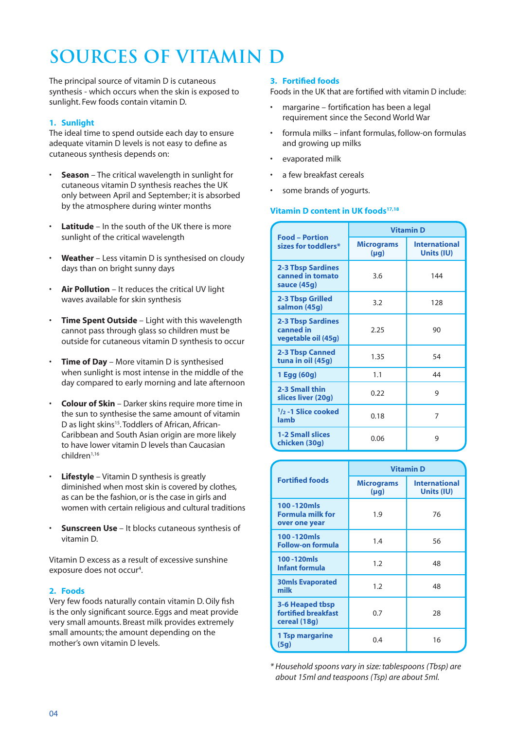# SOURCES OF VITAMIN D

The principal source of vitamin D is cutaneous synthesis - which occurs when the skin is exposed to sunlight. Few foods contain vitamin D.

### 1. Sunlight

The ideal time to spend outside each day to ensure adequate vitamin D levels is not easy to define as cutaneous synthesis depends on:

- **Season** – The critical wavelength in sunlight for cutaneous vitamin D synthesis reaches the UK only between April and September; it is absorbed by the atmosphere during winter months
- **Latitude** – In the south of the UK there is more sunlight of the critical wavelength
- **Weather** – Less vitamin D is synthesised on cloudy days than on bright sunny days
- **Air Pollution** – It reduces the critical UV light waves available for skin synthesis
- **Time Spent Outside** – Light with this wavelength cannot pass through glass so children must be outside for cutaneous vitamin D synthesis to occur
- **Time of Day** – More vitamin D is synthesised when sunlight is most intense in the middle of the day compared to early morning and late afternoon
- **Colour of Skin** – Darker skins require more time in the sun to synthesise the same amount of vitamin D as light skins[15]. Toddlers of African, African-Caribbean and South Asian origin are more likely to have lower vitamin D levels than Caucasian children[1,16]
- **Lifestyle** – Vitamin D synthesis is greatly diminished when most skin is covered by clothes, as can be the fashion, or is the case in girls and women with certain religious and cultural traditions
- **Sunscreen Use** – It blocks cutaneous synthesis of vitamin D.

Vitamin D excess as a result of excessive sunshine exposure does not occur[4].

### 2. Foods

Very few foods naturally contain vitamin D. Oily fish is the only significant source. Eggs and meat provide very small amounts. Breast milk provides extremely small amounts; the amount depending on the mother's own vitamin D levels.

### 3. Fortified foods

Foods in the UK that are fortified with vitamin D include:

- margarine – fortification has been a legal requirement since the Second World War
- formula milks – infant formulas, follow-on formulas and growing up milks
- evaporated milk
- a few breakfast cereals
- some brands of yogurts.

### Vitamin D content in UK foods[17,18]

| Food – Portion sizes for toddlers* | Vitamin D | |
|---|---|---|
| | Micrograms (μg) | International Units (IU) |
| 2-3 Tbsp Sardines canned in tomato sauce (45g) | 3.6 | 144 |
| 2-3 Tbsp Grilled salmon (45g) | 3.2 | 128 |
| 2-3 Tbsp Sardines canned in vegetable oil (45g) | 2.25 | 90 |
| 2-3 Tbsp Canned tuna in oil (45g) | 1.35 | 54 |
| 1 Egg (60g) | 1.1 | 44 |
| 2-3 Small thin slices liver (20g) | 0.22 | 9 |
| ½-1 Slice cooked lamb | 0.18 | 7 |
| 1-2 Small slices chicken (30g) | 0.06 | 9 |

| Fortified foods | Vitamin D | |
|---|---|---|
| | Micrograms (μg) | International Units (IU) |
| 100 -120mls Formula milk for over one year | 1.9 | 76 |
| 100 -120mls Follow-on formula | 1.4 | 56 |
| 100 -120mls Infant formula | 1.2 | 48 |
| 30mls Evaporated milk | 1.2 | 48 |
| 3-6 Heaped tbsp fortified breakfast cereal (18g) | 0.7 | 28 |
| 1 Tsp margarine (5g) | 0.4 | 16 |

*\* Household spoons vary in size: tablespoons (Tbsp) are about 15ml and teaspoons (Tsp) are about 5ml.*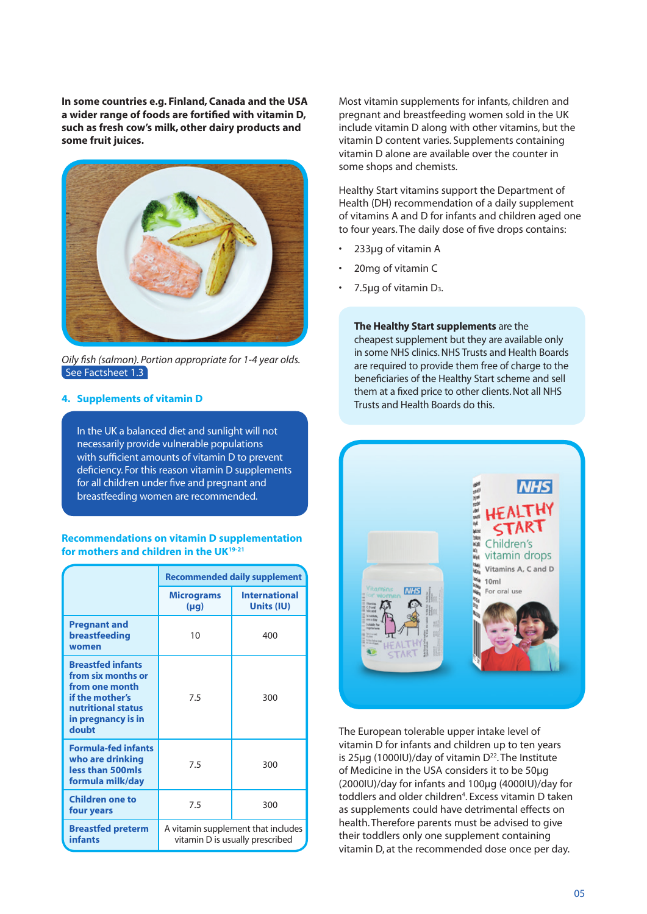**In some countries e.g. Finland, Canada and the USA a wider range of foods are fortified with vitamin D, such as fresh cow's milk, other dairy products and some fruit juices.**

*Oily fish (salmon). Portion appropriate for 1-4 year olds.*
See Factsheet 1.3

## 4. Supplements of vitamin D

In the UK a balanced diet and sunlight will not necessarily provide vulnerable populations with sufficient amounts of vitamin D to prevent deficiency. For this reason vitamin D supplements for all children under five and pregnant and breastfeeding women are recommended.

### Recommendations on vitamin D supplementation for mothers and children in the UK[19-21]

| | Recommended daily supplement | |
|---|---|---|
| | Micrograms (μg) | International Units (IU) |
| **Pregnant and breastfeeding women** | 10 | 400 |
| **Breastfed infants from six months or from one month if the mother's nutritional status in pregnancy is in doubt** | 7.5 | 300 |
| **Formula-fed infants who are drinking less than 500mls formula milk/day** | 7.5 | 300 |
| **Children one to four years** | 7.5 | 300 |
| **Breastfed preterm infants** | A vitamin supplement that includes vitamin D is usually prescribed | |

Most vitamin supplements for infants, children and pregnant and breastfeeding women sold in the UK include vitamin D along with other vitamins, but the vitamin D content varies. Supplements containing vitamin D alone are available over the counter in some shops and chemists.

Healthy Start vitamins support the Department of Health (DH) recommendation of a daily supplement of vitamins A and D for infants and children aged one to four years. The daily dose of five drops contains:

- 233μg of vitamin A
- 20mg of vitamin C
- 7.5μg of vitamin $D_3$.

**The Healthy Start supplements** are the cheapest supplement but they are available only in some NHS clinics. NHS Trusts and Health Boards are required to provide them free of charge to the beneficiaries of the Healthy Start scheme and sell them at a fixed price to other clients. Not all NHS Trusts and Health Boards do this.

The European tolerable upper intake level of vitamin D for infants and children up to ten years is 25μg (1000IU)/day of vitamin D[22]. The Institute of Medicine in the USA considers it to be 50μg (2000IU)/day for infants and 100μg (4000IU)/day for toddlers and older children[4]. Excess vitamin D taken as supplements could have detrimental effects on health. Therefore parents must be advised to give their toddlers only one supplement containing vitamin D, at the recommended dose once per day.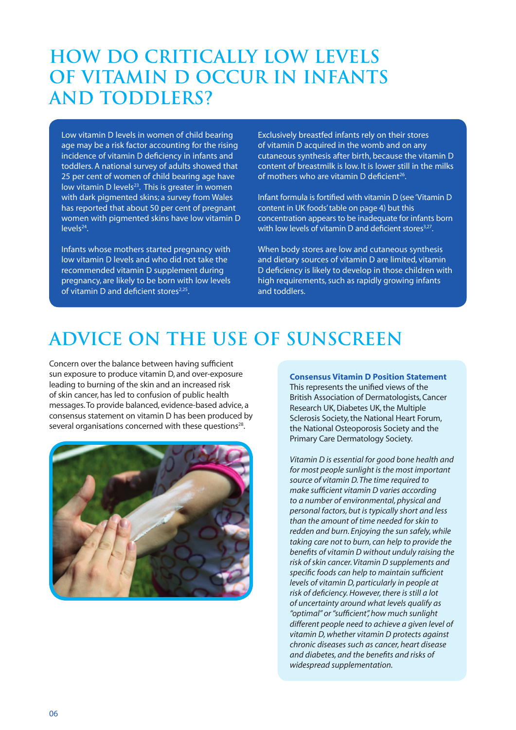# HOW DO CRITICALLY LOW LEVELS OF VITAMIN D OCCUR IN INFANTS AND TODDLERS?

Low vitamin D levels in women of child bearing age may be a risk factor accounting for the rising incidence of vitamin D deficiency in infants and toddlers. A national survey of adults showed that 25 per cent of women of child bearing age have low vitamin D levels[23]. This is greater in women with dark pigmented skins; a survey from Wales has reported that about 50 per cent of pregnant women with pigmented skins have low vitamin D levels[24].

Infants whose mothers started pregnancy with low vitamin D levels and who did not take the recommended vitamin D supplement during pregnancy, are likely to be born with low levels of vitamin D and deficient stores[2,25].

Exclusively breastfed infants rely on their stores of vitamin D acquired in the womb and on any cutaneous synthesis after birth, because the vitamin D content of breastmilk is low. It is lower still in the milks of mothers who are vitamin D deficient[26].

Infant formula is fortified with vitamin D (see 'Vitamin D content in UK foods' table on page 4) but this concentration appears to be inadequate for infants born with low levels of vitamin D and deficient stores[3,27].

When body stores are low and cutaneous synthesis and dietary sources of vitamin D are limited, vitamin D deficiency is likely to develop in those children with high requirements, such as rapidly growing infants and toddlers.

# ADVICE ON THE USE OF SUNSCREEN

Concern over the balance between having sufficient sun exposure to produce vitamin D, and over-exposure leading to burning of the skin and an increased risk of skin cancer, has led to confusion of public health messages. To provide balanced, evidence-based advice, a consensus statement on vitamin D has been produced by several organisations concerned with these questions[28].

**Consensus Vitamin D Position Statement**

This represents the unified views of the British Association of Dermatologists, Cancer Research UK, Diabetes UK, the Multiple Sclerosis Society, the National Heart Forum, the National Osteoporosis Society and the Primary Care Dermatology Society.

*Vitamin D is essential for good bone health and for most people sunlight is the most important source of vitamin D. The time required to make sufficient vitamin D varies according to a number of environmental, physical and personal factors, but is typically short and less than the amount of time needed for skin to redden and burn. Enjoying the sun safely, while taking care not to burn, can help to provide the benefits of vitamin D without unduly raising the risk of skin cancer. Vitamin D supplements and specific foods can help to maintain sufficient levels of vitamin D, particularly in people at risk of deficiency. However, there is still a lot of uncertainty around what levels qualify as "optimal" or "sufficient", how much sunlight different people need to achieve a given level of vitamin D, whether vitamin D protects against chronic diseases such as cancer, heart disease and diabetes, and the benefits and risks of widespread supplementation.*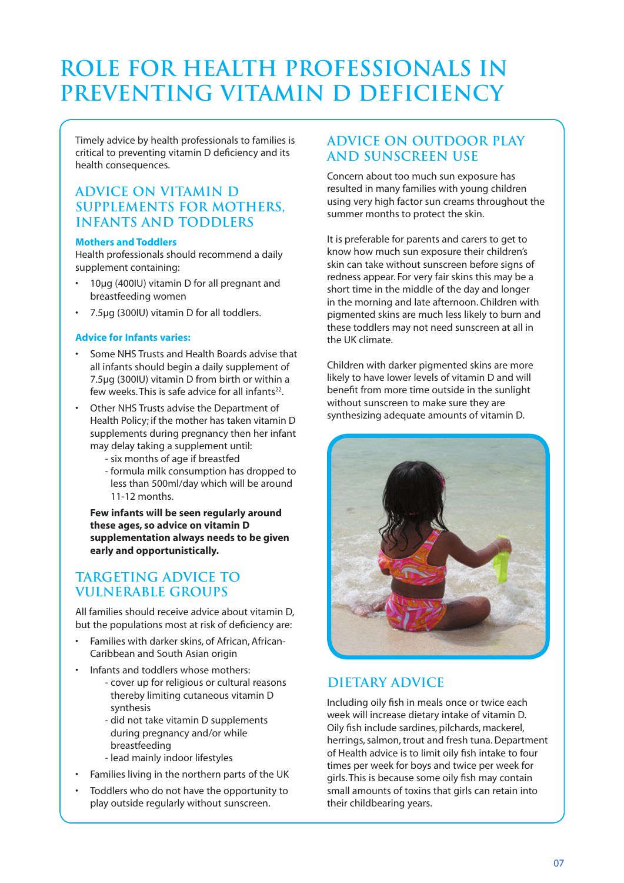# ROLE FOR HEALTH PROFESSIONALS IN PREVENTING VITAMIN D DEFICIENCY

Timely advice by health professionals to families is critical to preventing vitamin D deficiency and its health consequences.

## ADVICE ON VITAMIN D SUPPLEMENTS FOR MOTHERS, INFANTS AND TODDLERS

### Mothers and Toddlers

Health professionals should recommend a daily supplement containing:

- 10μg (400IU) vitamin D for all pregnant and breastfeeding women
- 7.5μg (300IU) vitamin D for all toddlers.

### Advice for Infants varies:

- Some NHS Trusts and Health Boards advise that all infants should begin a daily supplement of 7.5μg (300IU) vitamin D from birth or within a few weeks. This is safe advice for all infants[22].
- Other NHS Trusts advise the Department of Health Policy; if the mother has taken vitamin D supplements during pregnancy then her infant may delay taking a supplement until:
  - six months of age if breastfed
  - formula milk consumption has dropped to less than 500ml/day which will be around 11-12 months.

**Few infants will be seen regularly around these ages, so advice on vitamin D supplementation always needs to be given early and opportunistically.**

## TARGETING ADVICE TO VULNERABLE GROUPS

All families should receive advice about vitamin D, but the populations most at risk of deficiency are:

- Families with darker skins, of African, African-Caribbean and South Asian origin
- Infants and toddlers whose mothers:
  - cover up for religious or cultural reasons thereby limiting cutaneous vitamin D synthesis
  - did not take vitamin D supplements during pregnancy and/or while breastfeeding
  - lead mainly indoor lifestyles
- Families living in the northern parts of the UK
- Toddlers who do not have the opportunity to play outside regularly without sunscreen.

## ADVICE ON OUTDOOR PLAY AND SUNSCREEN USE

Concern about too much sun exposure has resulted in many families with young children using very high factor sun creams throughout the summer months to protect the skin.

It is preferable for parents and carers to get to know how much sun exposure their children's skin can take without sunscreen before signs of redness appear. For very fair skins this may be a short time in the middle of the day and longer in the morning and late afternoon. Children with pigmented skins are much less likely to burn and these toddlers may not need sunscreen at all in the UK climate.

Children with darker pigmented skins are more likely to have lower levels of vitamin D and will benefit from more time outside in the sunlight without sunscreen to make sure they are synthesizing adequate amounts of vitamin D.

## DIETARY ADVICE

Including oily fish in meals once or twice each week will increase dietary intake of vitamin D. Oily fish include sardines, pilchards, mackerel, herrings, salmon, trout and fresh tuna. Department of Health advice is to limit oily fish intake to four times per week for boys and twice per week for girls. This is because some oily fish may contain small amounts of toxins that girls can retain into their childbearing years.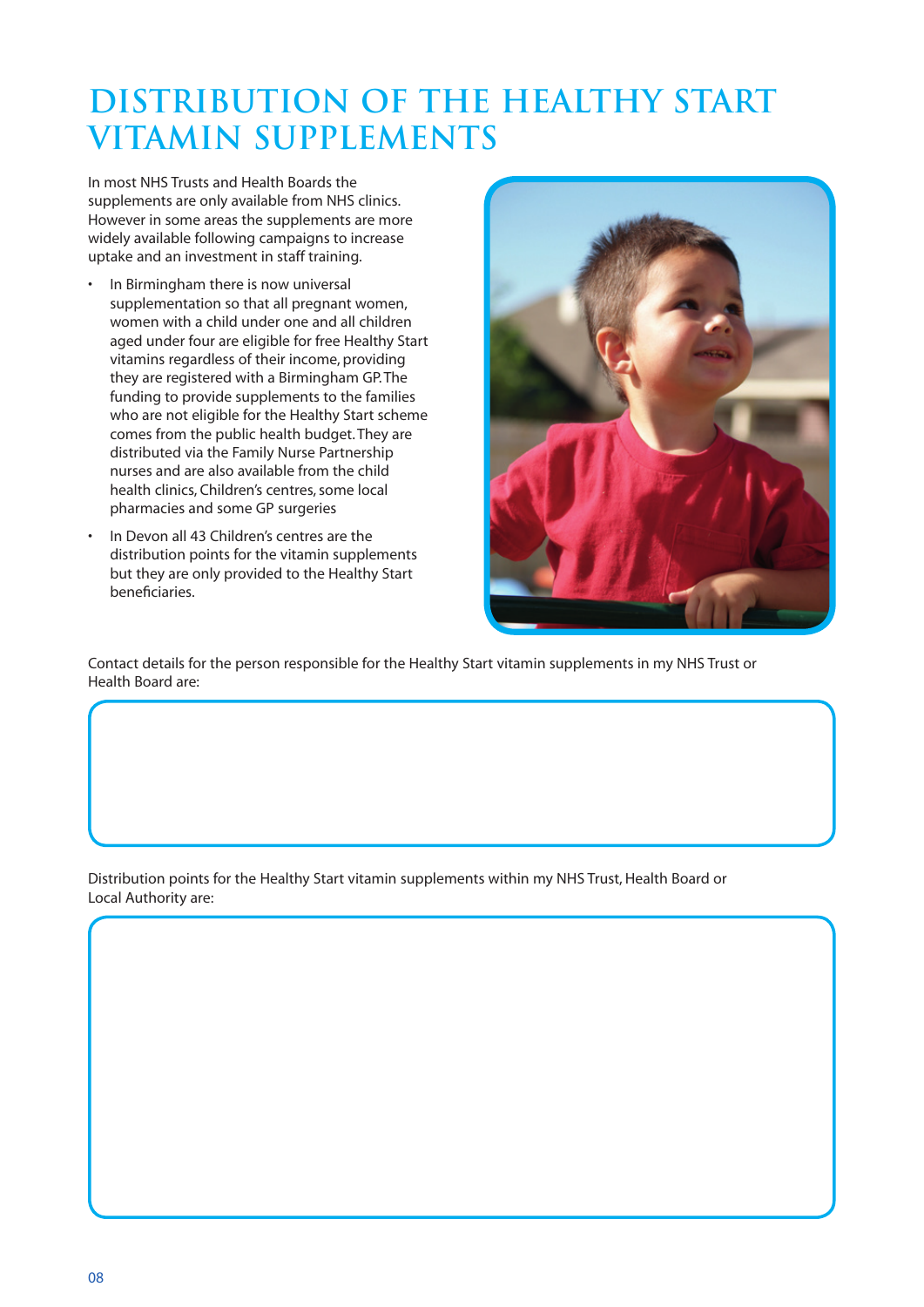# DISTRIBUTION OF THE HEALTHY START VITAMIN SUPPLEMENTS

In most NHS Trusts and Health Boards the supplements are only available from NHS clinics. However in some areas the supplements are more widely available following campaigns to increase uptake and an investment in staff training.

- In Birmingham there is now universal supplementation so that all pregnant women, women with a child under one and all children aged under four are eligible for free Healthy Start vitamins regardless of their income, providing they are registered with a Birmingham GP. The funding to provide supplements to the families who are not eligible for the Healthy Start scheme comes from the public health budget. They are distributed via the Family Nurse Partnership nurses and are also available from the child health clinics, Children's centres, some local pharmacies and some GP surgeries
- In Devon all 43 Children's centres are the distribution points for the vitamin supplements but they are only provided to the Healthy Start beneficiaries.

Contact details for the person responsible for the Healthy Start vitamin supplements in my NHS Trust or Health Board are:

Distribution points for the Healthy Start vitamin supplements within my NHS Trust, Health Board or Local Authority are: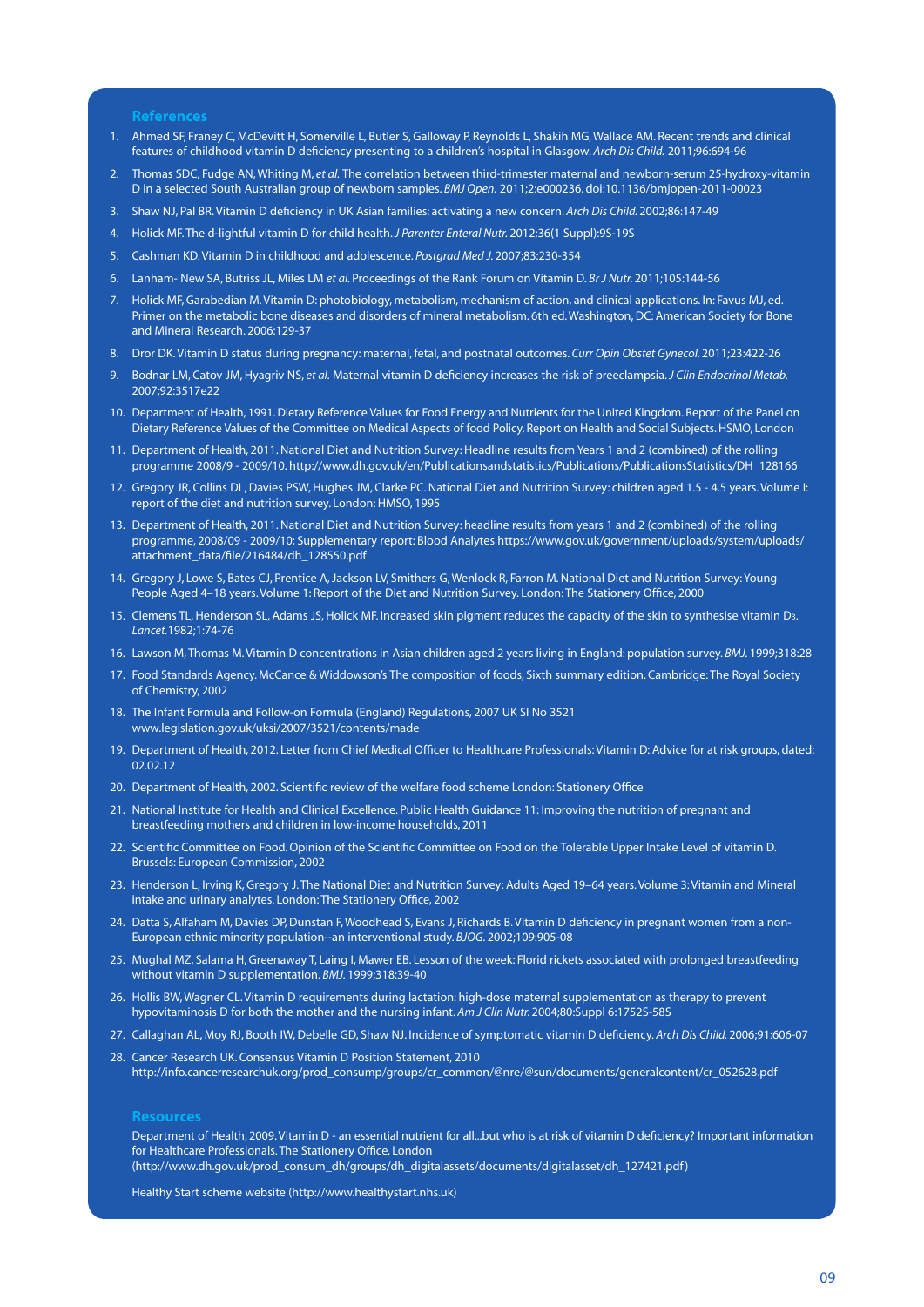## References

1. Ahmed SF, Franey C, McDevitt H, Somerville L, Butler S, Galloway P, Reynolds L, Shakih MG, Wallace AM. Recent trends and clinical features of childhood vitamin D deficiency presenting to a children's hospital in Glasgow. *Arch Dis Child.* 2011;96:694-96
2. Thomas SDC, Fudge AN, Whiting M, *et al.* The correlation between third-trimester maternal and newborn-serum 25-hydroxy-vitamin D in a selected South Australian group of newborn samples. *BMJ Open.* 2011;2:e000236. doi:10.1136/bmjopen-2011-00023
3. Shaw NJ, Pal BR. Vitamin D deficiency in UK Asian families: activating a new concern. *Arch Dis Child.* 2002;86:147-49
4. Holick MF. The d-lightful vitamin D for child health. *J Parenter Enteral Nutr.* 2012;36(1 Suppl):9S-19S
5. Cashman KD. Vitamin D in childhood and adolescence. *Postgrad Med J.* 2007;83:230-354
6. Lanham- New SA, Butriss JL, Miles LM *et al.* Proceedings of the Rank Forum on Vitamin D. *Br J Nutr.* 2011;105:144-56
7. Holick MF, Garabedian M. Vitamin D: photobiology, metabolism, mechanism of action, and clinical applications. In: Favus MJ, ed. Primer on the metabolic bone diseases and disorders of mineral metabolism. 6th ed. Washington, DC: American Society for Bone and Mineral Research. 2006:129-37
8. Dror DK. Vitamin D status during pregnancy: maternal, fetal, and postnatal outcomes. *Curr Opin Obstet Gynecol.* 2011;23:422-26
9. Bodnar LM, Catov JM, Hyagriv NS, *et al.* Maternal vitamin D deficiency increases the risk of preeclampsia. *J Clin Endocrinol Metab.* 2007;92:3517e22
10. Department of Health, 1991. Dietary Reference Values for Food Energy and Nutrients for the United Kingdom. Report of the Panel on Dietary Reference Values of the Committee on Medical Aspects of food Policy. Report on Health and Social Subjects. HSMO, London
11. Department of Health, 2011. National Diet and Nutrition Survey: Headline results from Years 1 and 2 (combined) of the rolling programme 2008/9 - 2009/10. http://www.dh.gov.uk/en/Publicationsandstatistics/Publications/PublicationsStatistics/DH_128166
12. Gregory JR, Collins DL, Davies PSW, Hughes JM, Clarke PC. National Diet and Nutrition Survey: children aged 1.5 - 4.5 years. Volume I: report of the diet and nutrition survey. London: HMSO, 1995
13. Department of Health, 2011. National Diet and Nutrition Survey: headline results from years 1 and 2 (combined) of the rolling programme, 2008/09 - 2009/10; Supplementary report: Blood Analytes https://www.gov.uk/government/uploads/system/uploads/attachment_data/file/216484/dh_128550.pdf
14. Gregory J, Lowe S, Bates CJ, Prentice A, Jackson LV, Smithers G, Wenlock R, Farron M. National Diet and Nutrition Survey: Young People Aged 4–18 years. Volume 1: Report of the Diet and Nutrition Survey. London: The Stationery Office, 2000
15. Clemens TL, Henderson SL, Adams JS, Holick MF. Increased skin pigment reduces the capacity of the skin to synthesise vitamin $D_3$. *Lancet.* 1982;1:74-76
16. Lawson M, Thomas M. Vitamin D concentrations in Asian children aged 2 years living in England: population survey. *BMJ.* 1999;318:28
17. Food Standards Agency. McCance & Widdowson's The composition of foods, Sixth summary edition. Cambridge: The Royal Society of Chemistry, 2002
18. The Infant Formula and Follow-on Formula (England) Regulations, 2007 UK SI No 3521 www.legislation.gov.uk/uksi/2007/3521/contents/made
19. Department of Health, 2012. Letter from Chief Medical Officer to Healthcare Professionals: Vitamin D: Advice for at risk groups, dated: 02.02.12
20. Department of Health, 2002. Scientific review of the welfare food scheme London: Stationery Office
21. National Institute for Health and Clinical Excellence. Public Health Guidance 11: Improving the nutrition of pregnant and breastfeeding mothers and children in low-income households, 2011
22. Scientific Committee on Food. Opinion of the Scientific Committee on Food on the Tolerable Upper Intake Level of vitamin D. Brussels: European Commission, 2002
23. Henderson L, Irving K, Gregory J. The National Diet and Nutrition Survey: Adults Aged 19–64 years. Volume 3: Vitamin and Mineral intake and urinary analytes. London: The Stationery Office, 2002
24. Datta S, Alfaham M, Davies DP, Dunstan F, Woodhead S, Evans J, Richards B. Vitamin D deficiency in pregnant women from a non-European ethnic minority population--an interventional study. *BJOG.* 2002;109:905-08
25. Mughal MZ, Salama H, Greenaway T, Laing I, Mawer EB. Lesson of the week: Florid rickets associated with prolonged breastfeeding without vitamin D supplementation. *BMJ.* 1999;318:39-40
26. Hollis BW, Wagner CL. Vitamin D requirements during lactation: high-dose maternal supplementation as therapy to prevent hypovitaminosis D for both the mother and the nursing infant. *Am J Clin Nutr.* 2004;80:Suppl 6:1752S-58S
27. Callaghan AL, Moy RJ, Booth IW, Debelle GD, Shaw NJ. Incidence of symptomatic vitamin D deficiency. *Arch Dis Child.* 2006;91:606-07
28. Cancer Research UK. Consensus Vitamin D Position Statement, 2010 http://info.cancerresearchuk.org/prod_consump/groups/cr_common/@nre/@sun/documents/generalcontent/cr_052628.pdf

## Resources

Department of Health, 2009. Vitamin D - an essential nutrient for all...but who is at risk of vitamin D deficiency? Important information for Healthcare Professionals. The Stationery Office, London (http://www.dh.gov.uk/prod_consum_dh/groups/dh_digitalassets/documents/digitalasset/dh_127421.pdf)

Healthy Start scheme website (http://www.healthystart.nhs.uk)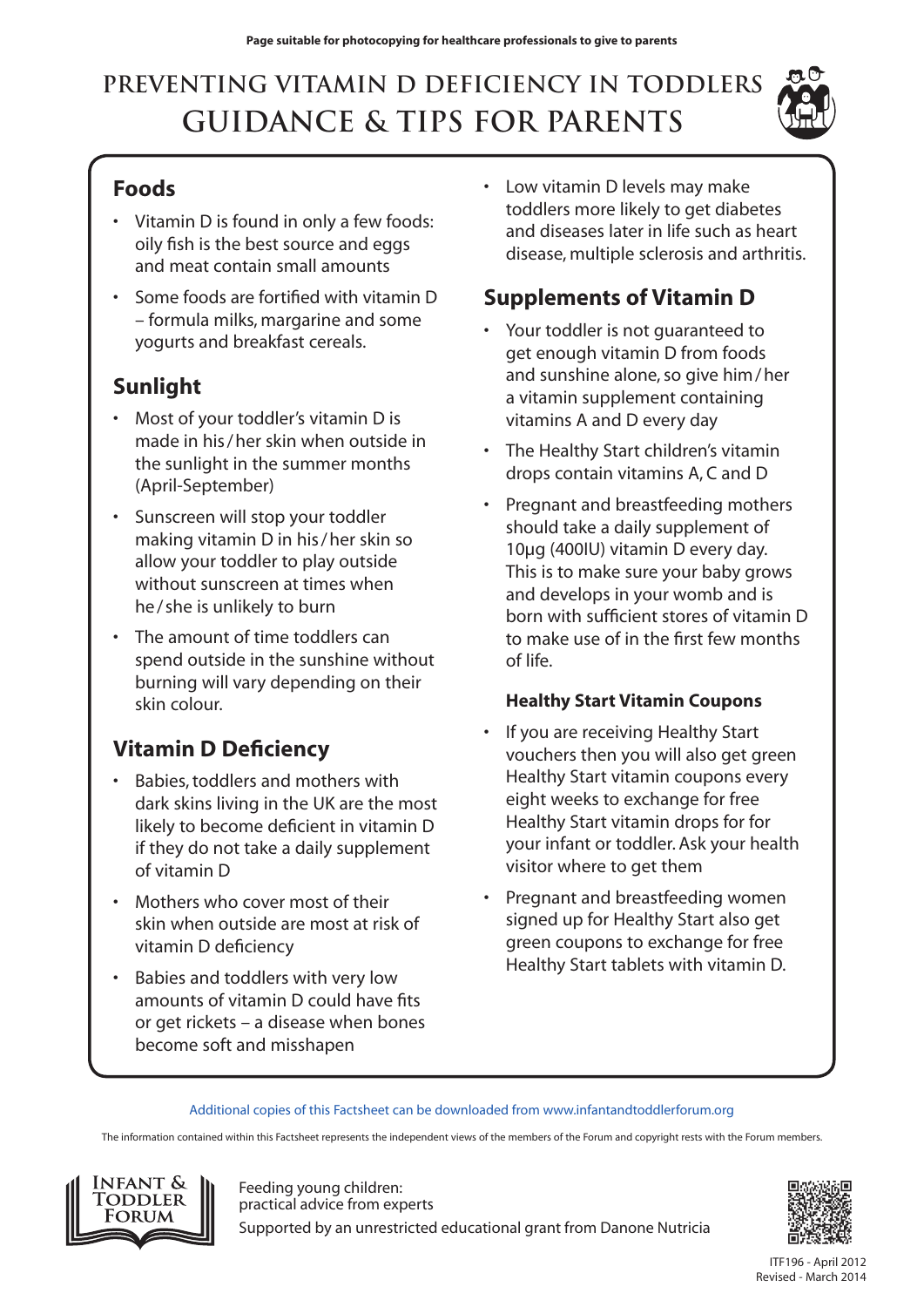Page suitable for photocopying for healthcare professionals to give to parents

# PREVENTING VITAMIN D DEFICIENCY IN TODDLERS
# GUIDANCE & TIPS FOR PARENTS

## Foods

- Vitamin D is found in only a few foods: oily fish is the best source and eggs and meat contain small amounts
- Some foods are fortified with vitamin D – formula milks, margarine and some yogurts and breakfast cereals.

## Sunlight

- Most of your toddler's vitamin D is made in his / her skin when outside in the sunlight in the summer months (April-September)
- Sunscreen will stop your toddler making vitamin D in his / her skin so allow your toddler to play outside without sunscreen at times when he / she is unlikely to burn
- The amount of time toddlers can spend outside in the sunshine without burning will vary depending on their skin colour.

## Vitamin D Deficiency

- Babies, toddlers and mothers with dark skins living in the UK are the most likely to become deficient in vitamin D if they do not take a daily supplement of vitamin D
- Mothers who cover most of their skin when outside are most at risk of vitamin D deficiency
- Babies and toddlers with very low amounts of vitamin D could have fits or get rickets – a disease when bones become soft and misshapen
- Low vitamin D levels may make toddlers more likely to get diabetes and diseases later in life such as heart disease, multiple sclerosis and arthritis.

## Supplements of Vitamin D

- Your toddler is not guaranteed to get enough vitamin D from foods and sunshine alone, so give him / her a vitamin supplement containing vitamins A and D every day
- The Healthy Start children's vitamin drops contain vitamins A, C and D
- Pregnant and breastfeeding mothers should take a daily supplement of 10μg (400IU) vitamin D every day. This is to make sure your baby grows and develops in your womb and is born with sufficient stores of vitamin D to make use of in the first few months of life.

### Healthy Start Vitamin Coupons

- If you are receiving Healthy Start vouchers then you will also get green Healthy Start vitamin coupons every eight weeks to exchange for free Healthy Start vitamin drops for for your infant or toddler. Ask your health visitor where to get them
- Pregnant and breastfeeding women signed up for Healthy Start also get green coupons to exchange for free Healthy Start tablets with vitamin D.

Additional copies of this Factsheet can be downloaded from www.infantandtoddlerforum.org

The information contained within this Factsheet represents the independent views of the members of the Forum and copyright rests with the Forum members.

Infant & Toddler Forum

Feeding young children: practical advice from experts

Supported by an unrestricted educational grant from Danone Nutricia

ITF196 - April 2012
Revised - March 2014